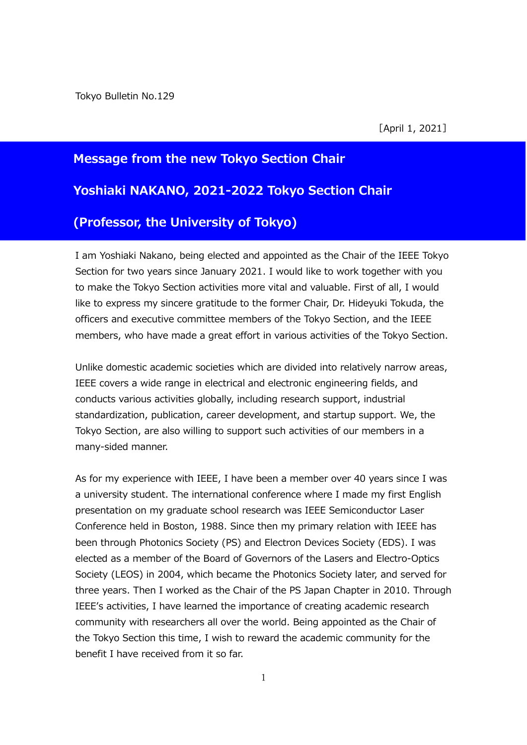Tokyo Bulletin No.129

［April 1, 2021］

## Message from the new Tokyo Section Chair

## Yoshiaki NAKANO, 2021-2022 Tokyo Section Chair

## (Professor, the University of Tokyo)

I am Yoshiaki Nakano, being elected and appointed as the Chair of the IEEE Tokyo Section for two years since January 2021. I would like to work together with you to make the Tokyo Section activities more vital and valuable. First of all, I would like to express my sincere gratitude to the former Chair, Dr. Hideyuki Tokuda, the officers and executive committee members of the Tokyo Section, and the IEEE members, who have made a great effort in various activities of the Tokyo Section.

Unlike domestic academic societies which are divided into relatively narrow areas, IEEE covers a wide range in electrical and electronic engineering fields, and conducts various activities globally, including research support, industrial standardization, publication, career development, and startup support. We, the Tokyo Section, are also willing to support such activities of our members in a many-sided manner.

As for my experience with IEEE, I have been a member over 40 years since I was a university student. The international conference where I made my first English presentation on my graduate school research was IEEE Semiconductor Laser Conference held in Boston, 1988. Since then my primary relation with IEEE has been through Photonics Society (PS) and Electron Devices Society (EDS). I was elected as a member of the Board of Governors of the Lasers and Electro-Optics Society (LEOS) in 2004, which became the Photonics Society later, and served for three years. Then I worked as the Chair of the PS Japan Chapter in 2010. Through IEEE's activities, I have learned the importance of creating academic research community with researchers all over the world. Being appointed as the Chair of the Tokyo Section this time, I wish to reward the academic community for the benefit I have received from it so far.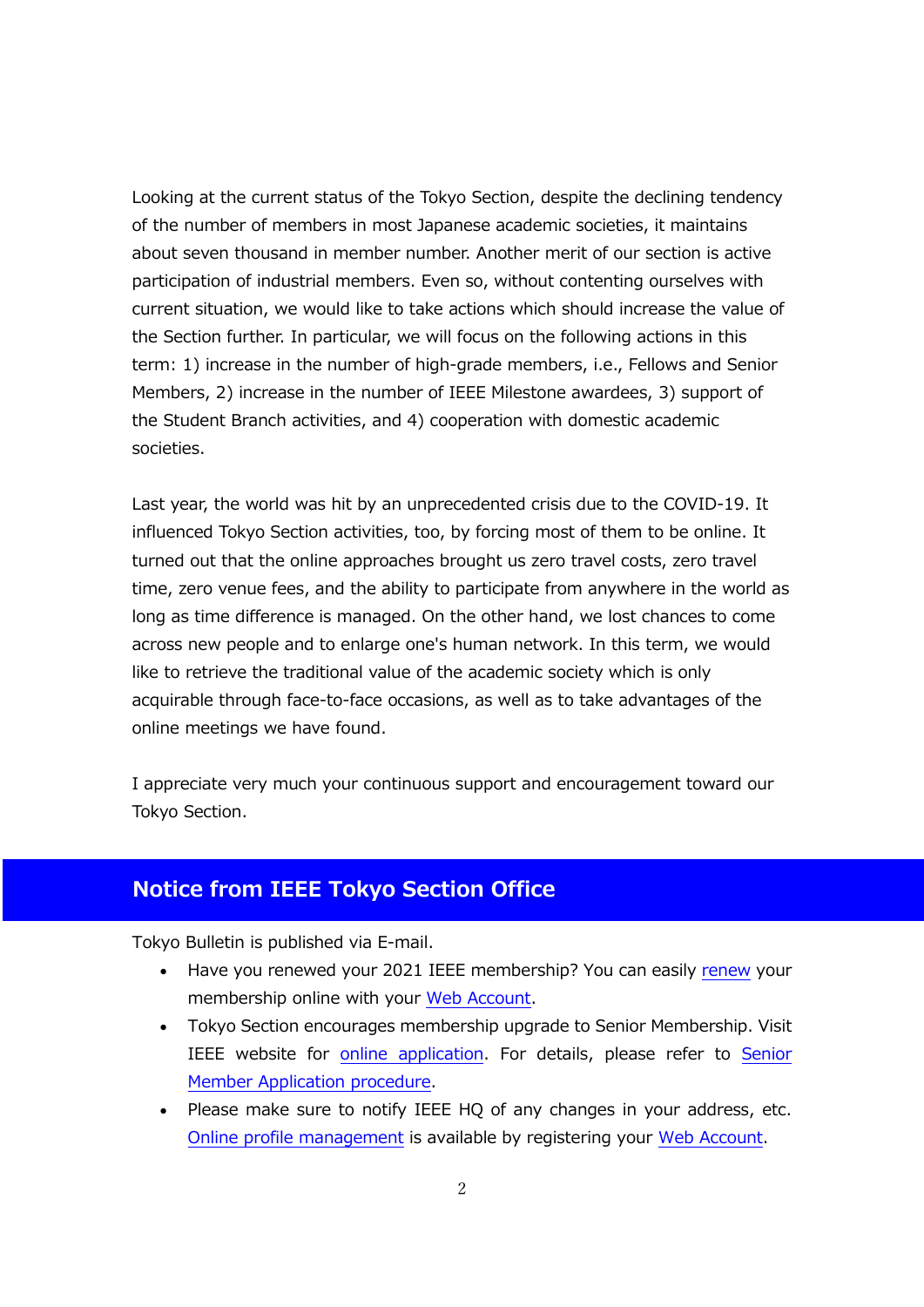Looking at the current status of the Tokyo Section, despite the declining tendency of the number of members in most Japanese academic societies, it maintains about seven thousand in member number. Another merit of our section is active participation of industrial members. Even so, without contenting ourselves with current situation, we would like to take actions which should increase the value of the Section further. In particular, we will focus on the following actions in this term: 1) increase in the number of high-grade members, i.e., Fellows and Senior Members, 2) increase in the number of IEEE Milestone awardees, 3) support of the Student Branch activities, and 4) cooperation with domestic academic societies.

Last year, the world was hit by an unprecedented crisis due to the COVID-19. It influenced Tokyo Section activities, too, by forcing most of them to be online. It turned out that the online approaches brought us zero travel costs, zero travel time, zero venue fees, and the ability to participate from anywhere in the world as long as time difference is managed. On the other hand, we lost chances to come across new people and to enlarge one's human network. In this term, we would like to retrieve the traditional value of the academic society which is only acquirable through face-to-face occasions, as well as to take advantages of the online meetings we have found.

I appreciate very much your continuous support and encouragement toward our Tokyo Section.

## Notice from IEEE Tokyo Section Office

Tokyo Bulletin is published via E-mail.

- Have you renewed your 2021 IEEE membership? You can easily renew your membership online with your Web Account.
- Tokyo Section encourages membership upgrade to Senior Membership. Visit IEEE website for online application. For details, please refer to Senior Member Application procedure.
- Please make sure to notify IEEE HQ of any changes in your address, etc. Online profile management is available by registering your Web Account.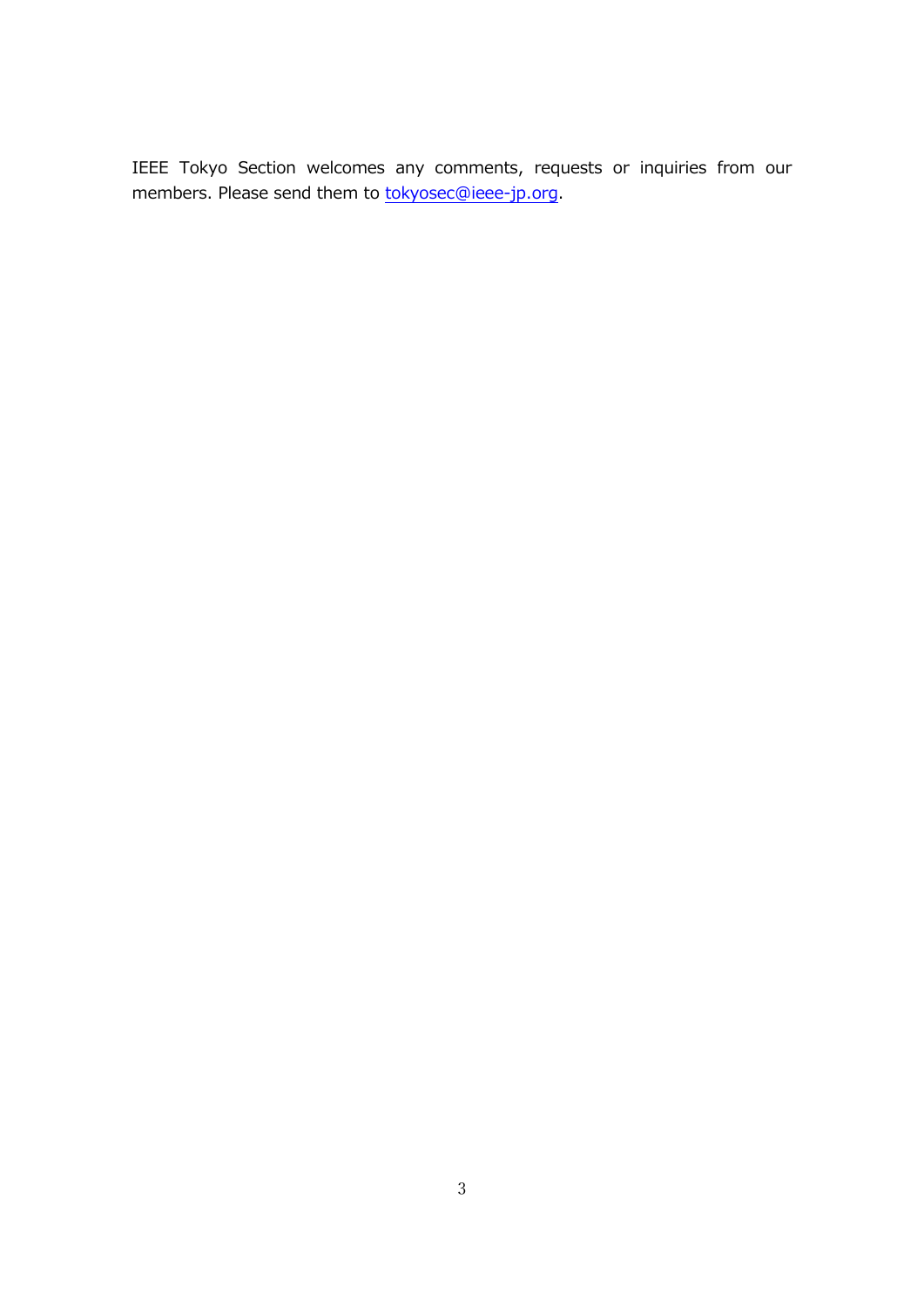IEEE Tokyo Section welcomes any comments, requests or inquiries from our members. Please send them to tokyosec@ieee-jp.org.